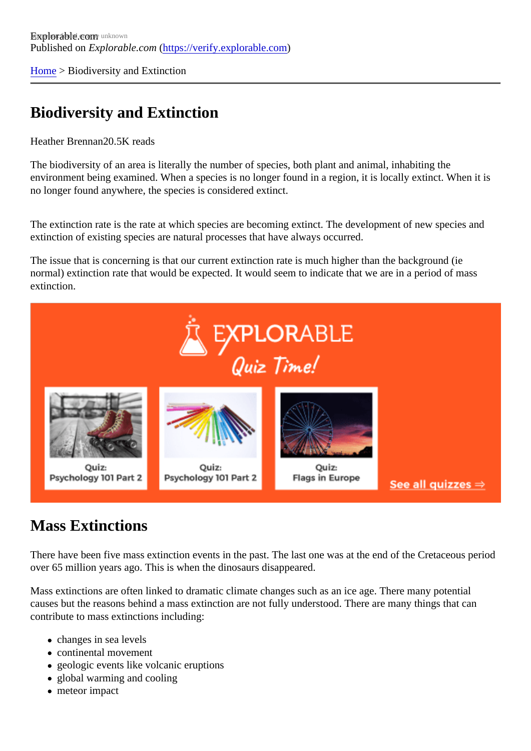Explorable.com
Published on *Explorable.com* (https://verify.explorable.com)

Home > Biodiversity and Extinction

# Biodiversity and Extinction

Heather Brennan20.5K reads

The biodiversity of an area is literally the number of species, both plant and animal, inhabiting the environment being examined. When a species is no longer found in a region, it is locally extinct. When it is no longer found anywhere, the species is considered extinct.

The extinction rate is the rate at which species are becoming extinct. The development of new species and extinction of existing species are natural processes that have always occurred.

The issue that is concerning is that our current extinction rate is much higher than the background (ie normal) extinction rate that would be expected. It would seem to indicate that we are in a period of mass extinction.

## Mass Extinctions

There have been five mass extinction events in the past. The last one was at the end of the Cretaceous period over 65 million years ago. This is when the dinosaurs disappeared.

Mass extinctions are often linked to dramatic climate changes such as an ice age. There many potential causes but the reasons behind a mass extinction are not fully understood. There are many things that can contribute to mass extinctions including:

- changes in sea levels
- continental movement
- geologic events like volcanic eruptions
- global warming and cooling
- meteor impact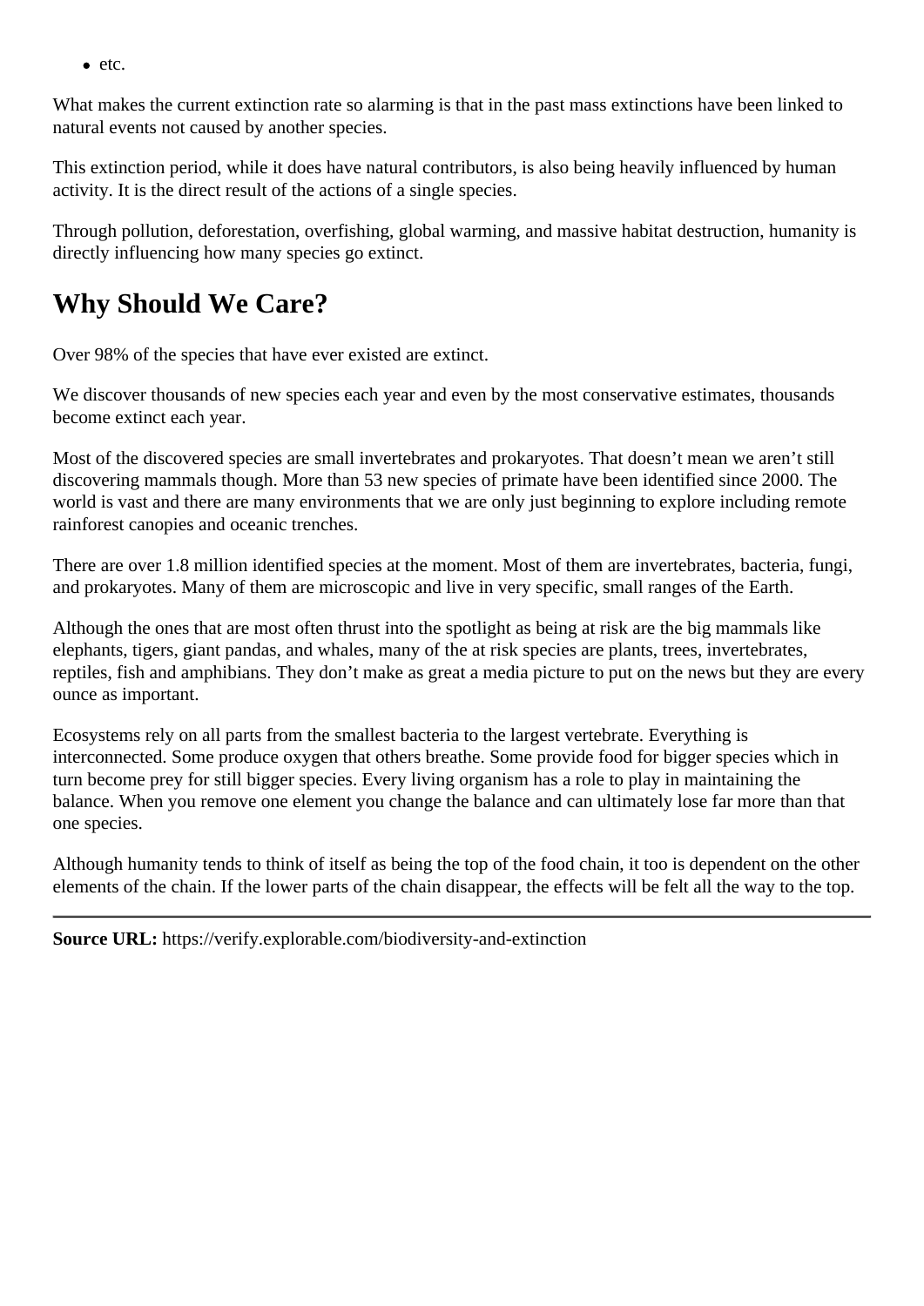- etc.

What makes the current extinction rate so alarming is that in the past mass extinctions have been linked to natural events not caused by another species.

This extinction period, while it does have natural contributors, is also being heavily influenced by human activity. It is the direct result of the actions of a single species.

Through pollution, deforestation, overfishing, global warming, and massive habitat destruction, humanity is directly influencing how many species go extinct.

## Why Should We Care?

Over 98% of the species that have ever existed are extinct.

We discover thousands of new species each year and even by the most conservative estimates, thousands become extinct each year.

Most of the discovered species are small invertebrates and prokaryotes. That doesn't mean we aren't still discovering mammals though. More than 53 new species of primate have been identified since 2000. The world is vast and there are many environments that we are only just beginning to explore including remote rainforest canopies and oceanic trenches.

There are over 1.8 million identified species at the moment. Most of them are invertebrates, bacteria, fungi, and prokaryotes. Many of them are microscopic and live in very specific, small ranges of the Earth.

Although the ones that are most often thrust into the spotlight as being at risk are the big mammals like elephants, tigers, giant pandas, and whales, many of the at risk species are plants, trees, invertebrates, reptiles, fish and amphibians. They don't make as great a media picture to put on the news but they are every ounce as important.

Ecosystems rely on all parts from the smallest bacteria to the largest vertebrate. Everything is interconnected. Some produce oxygen that others breathe. Some provide food for bigger species which in turn become prey for still bigger species. Every living organism has a role to play in maintaining the balance. When you remove one element you change the balance and can ultimately lose far more than that one species.

Although humanity tends to think of itself as being the top of the food chain, it too is dependent on the other elements of the chain. If the lower parts of the chain disappear, the effects will be felt all the way to the top.

---

**Source URL:** https://verify.explorable.com/biodiversity-and-extinction